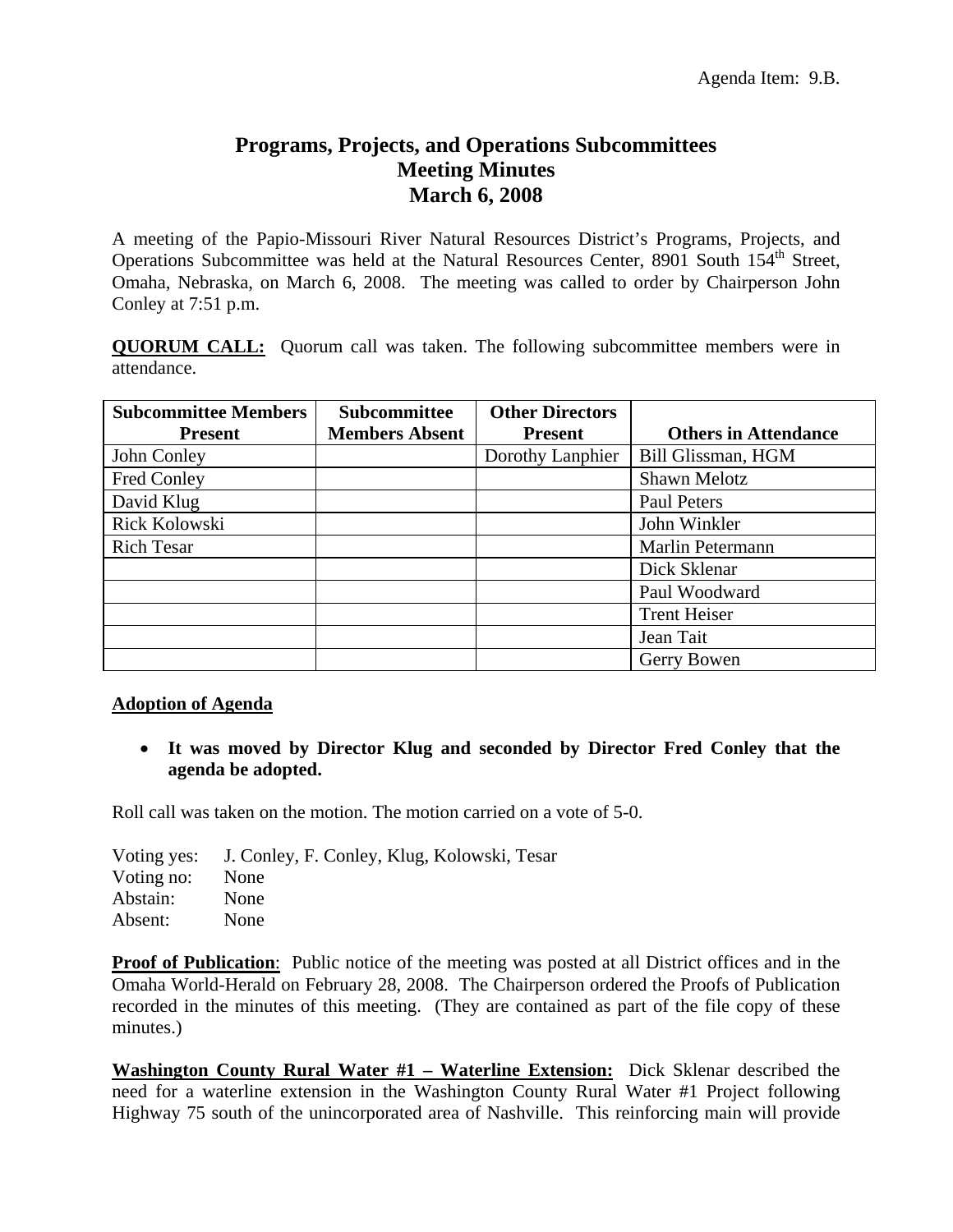Agenda Item: 9.B.

# Programs, Projects, and Operations Subcommittees
# Meeting Minutes
# March 6, 2008

A meeting of the Papio-Missouri River Natural Resources District's Programs, Projects, and Operations Subcommittee was held at the Natural Resources Center, 8901 South 154th Street, Omaha, Nebraska, on March 6, 2008. The meeting was called to order by Chairperson John Conley at 7:51 p.m.

**QUORUM CALL:** Quorum call was taken. The following subcommittee members were in attendance.

| Subcommittee Members Present | Subcommittee Members Absent | Other Directors Present | Others in Attendance |
|---|---|---|---|
| John Conley | | Dorothy Lanphier | Bill Glissman, HGM |
| Fred Conley | | | Shawn Melotz |
| David Klug | | | Paul Peters |
| Rick Kolowski | | | John Winkler |
| Rich Tesar | | | Marlin Petermann |
| | | | Dick Sklenar |
| | | | Paul Woodward |
| | | | Trent Heiser |
| | | | Jean Tait |
| | | | Gerry Bowen |

**Adoption of Agenda**

- **It was moved by Director Klug and seconded by Director Fred Conley that the agenda be adopted.**

Roll call was taken on the motion. The motion carried on a vote of 5-0.

Voting yes: J. Conley, F. Conley, Klug, Kolowski, Tesar
Voting no: None
Abstain: None
Absent: None

**Proof of Publication**: Public notice of the meeting was posted at all District offices and in the Omaha World-Herald on February 28, 2008. The Chairperson ordered the Proofs of Publication recorded in the minutes of this meeting. (They are contained as part of the file copy of these minutes.)

**Washington County Rural Water #1 – Waterline Extension:** Dick Sklenar described the need for a waterline extension in the Washington County Rural Water #1 Project following Highway 75 south of the unincorporated area of Nashville. This reinforcing main will provide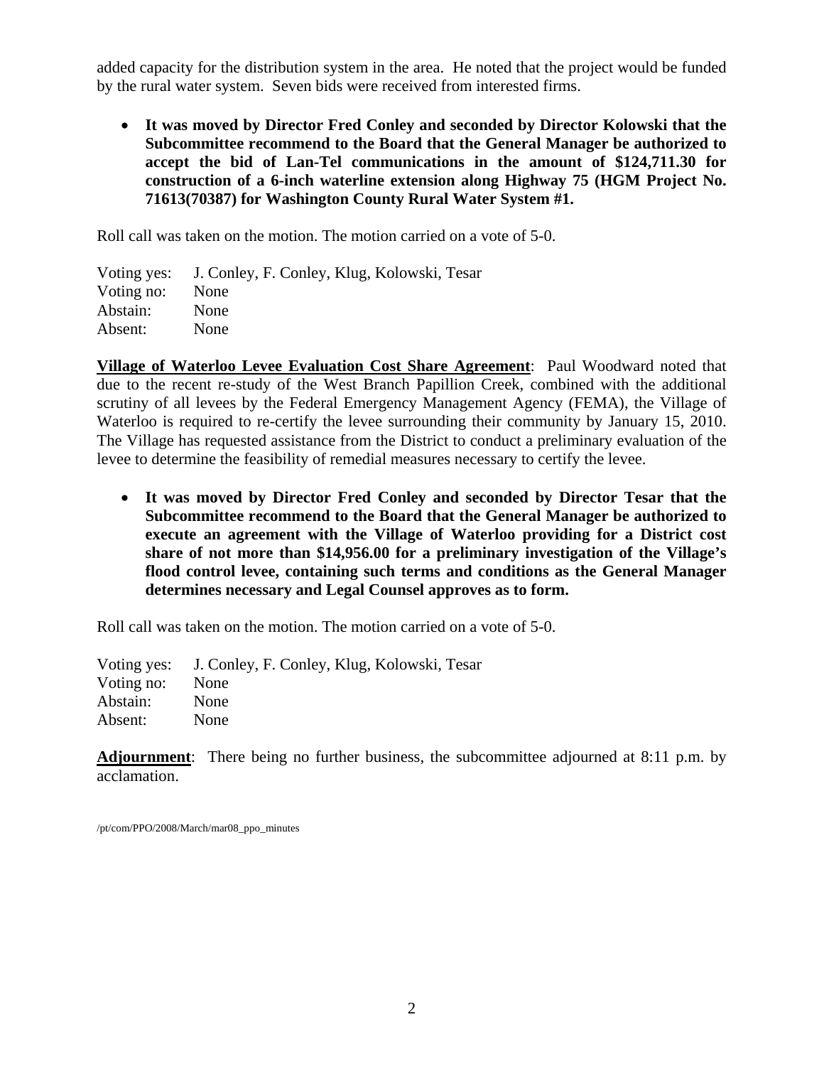added capacity for the distribution system in the area. He noted that the project would be funded by the rural water system. Seven bids were received from interested firms.

- **It was moved by Director Fred Conley and seconded by Director Kolowski that the Subcommittee recommend to the Board that the General Manager be authorized to accept the bid of Lan-Tel communications in the amount of $124,711.30 for construction of a 6-inch waterline extension along Highway 75 (HGM Project No. 71613(70387) for Washington County Rural Water System #1.**

Roll call was taken on the motion. The motion carried on a vote of 5-0.

| | |
|---|---|
| Voting yes: | J. Conley, F. Conley, Klug, Kolowski, Tesar |
| Voting no: | None |
| Abstain: | None |
| Absent: | None |

**<u>Village of Waterloo Levee Evaluation Cost Share Agreement</u>**: Paul Woodward noted that due to the recent re-study of the West Branch Papillion Creek, combined with the additional scrutiny of all levees by the Federal Emergency Management Agency (FEMA), the Village of Waterloo is required to re-certify the levee surrounding their community by January 15, 2010. The Village has requested assistance from the District to conduct a preliminary evaluation of the levee to determine the feasibility of remedial measures necessary to certify the levee.

- **It was moved by Director Fred Conley and seconded by Director Tesar that the Subcommittee recommend to the Board that the General Manager be authorized to execute an agreement with the Village of Waterloo providing for a District cost share of not more than $14,956.00 for a preliminary investigation of the Village's flood control levee, containing such terms and conditions as the General Manager determines necessary and Legal Counsel approves as to form.**

Roll call was taken on the motion. The motion carried on a vote of 5-0.

| | |
|---|---|
| Voting yes: | J. Conley, F. Conley, Klug, Kolowski, Tesar |
| Voting no: | None |
| Abstain: | None |
| Absent: | None |

**<u>Adjournment</u>**: There being no further business, the subcommittee adjourned at 8:11 p.m. by acclamation.

/pt/com/PPO/2008/March/mar08_ppo_minutes